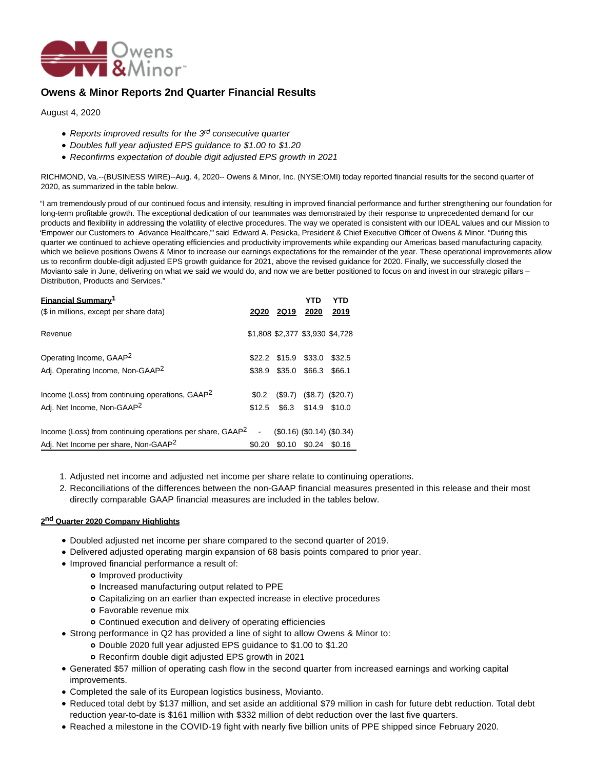# Owens & Minor Reports 2nd Quarter Financial Results

August 4, 2020

- *Reports improved results for the 3rd consecutive quarter*
- *Doubles full year adjusted EPS guidance to $1.00 to $1.20*
- *Reconfirms expectation of double digit adjusted EPS growth in 2021*

RICHMOND, Va.--(BUSINESS WIRE)--Aug. 4, 2020-- Owens & Minor, Inc. (NYSE:OMI) today reported financial results for the second quarter of 2020, as summarized in the table below.

"I am tremendously proud of our continued focus and intensity, resulting in improved financial performance and further strengthening our foundation for long-term profitable growth. The exceptional dedication of our teammates was demonstrated by their response to unprecedented demand for our products and flexibility in addressing the volatility of elective procedures. The way we operated is consistent with our IDEAL values and our Mission to 'Empower our Customers to Advance Healthcare,'" said Edward A. Pesicka, President & Chief Executive Officer of Owens & Minor. "During this quarter we continued to achieve operating efficiencies and productivity improvements while expanding our Americas based manufacturing capacity, which we believe positions Owens & Minor to increase our earnings expectations for the remainder of the year. These operational improvements allow us to reconfirm double-digit adjusted EPS growth guidance for 2021, above the revised guidance for 2020. Finally, we successfully closed the Movianto sale in June, delivering on what we said we would do, and now we are better positioned to focus on and invest in our strategic pillars – Distribution, Products and Services."

| Financial Summary[1] ($ in millions, except per share data) | 2Q20 | 2Q19 | YTD 2020 | YTD 2019 |
|---|---|---|---|---|
| Revenue | $1,808 | $2,377 | $3,930 | $4,728 |
| Operating Income, GAAP[2] | $22.2 | $15.9 | $33.0 | $32.5 |
| Adj. Operating Income, Non-GAAP[2] | $38.9 | $35.0 | $66.3 | $66.1 |
| Income (Loss) from continuing operations, GAAP[2] | $0.2 | ($9.7) | ($8.7) | ($20.7) |
| Adj. Net Income, Non-GAAP[2] | $12.5 | $6.3 | $14.9 | $10.0 |
| Income (Loss) from continuing operations per share, GAAP[2] | - | ($0.16) | ($0.14) | ($0.34) |
| Adj. Net Income per share, Non-GAAP[2] | $0.20 | $0.10 | $0.24 | $0.16 |

1. Adjusted net income and adjusted net income per share relate to continuing operations.
2. Reconciliations of the differences between the non-GAAP financial measures presented in this release and their most directly comparable GAAP financial measures are included in the tables below.

## 2nd Quarter 2020 Company Highlights

- Doubled adjusted net income per share compared to the second quarter of 2019.
- Delivered adjusted operating margin expansion of 68 basis points compared to prior year.
- Improved financial performance a result of:
  - Improved productivity
  - Increased manufacturing output related to PPE
  - Capitalizing on an earlier than expected increase in elective procedures
  - Favorable revenue mix
  - Continued execution and delivery of operating efficiencies
- Strong performance in Q2 has provided a line of sight to allow Owens & Minor to:
  - Double 2020 full year adjusted EPS guidance to $1.00 to $1.20
  - Reconfirm double digit adjusted EPS growth in 2021
- Generated $57 million of operating cash flow in the second quarter from increased earnings and working capital improvements.
- Completed the sale of its European logistics business, Movianto.
- Reduced total debt by $137 million, and set aside an additional $79 million in cash for future debt reduction. Total debt reduction year-to-date is $161 million with $332 million of debt reduction over the last five quarters.
- Reached a milestone in the COVID-19 fight with nearly five billion units of PPE shipped since February 2020.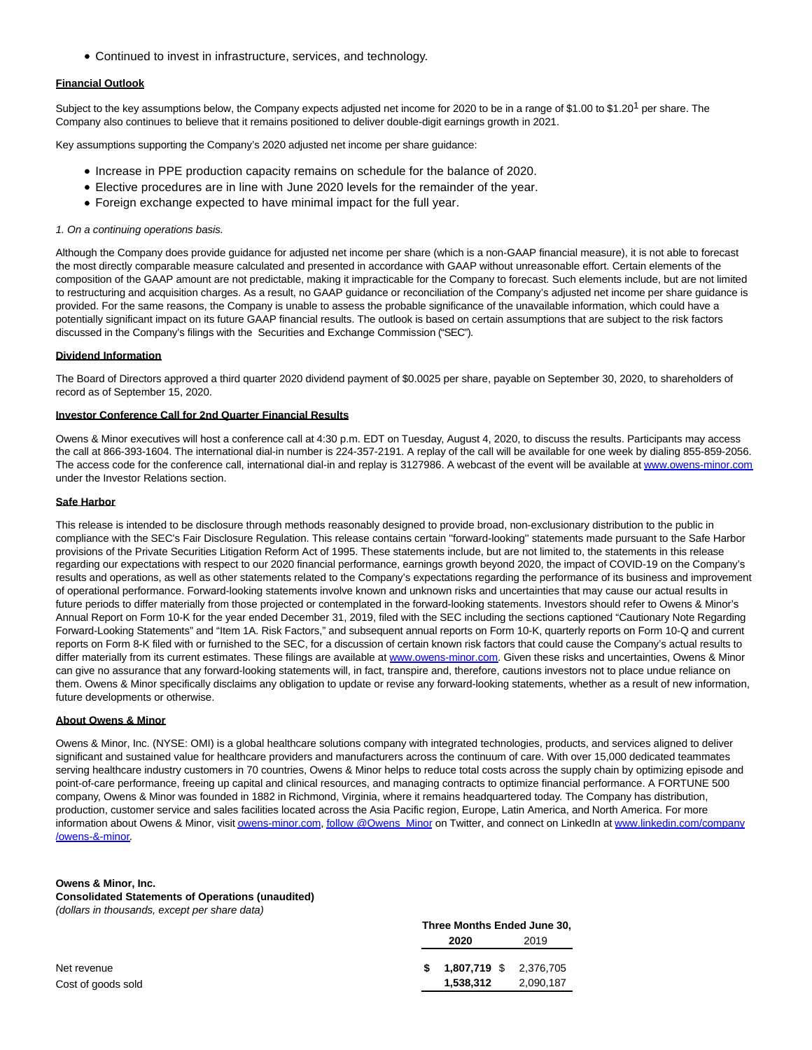- Continued to invest in infrastructure, services, and technology.

**Financial Outlook**

Subject to the key assumptions below, the Company expects adjusted net income for 2020 to be in a range of $1.00 to $1.20[1] per share. The Company also continues to believe that it remains positioned to deliver double-digit earnings growth in 2021.

Key assumptions supporting the Company's 2020 adjusted net income per share guidance:

- Increase in PPE production capacity remains on schedule for the balance of 2020.
- Elective procedures are in line with June 2020 levels for the remainder of the year.
- Foreign exchange expected to have minimal impact for the full year.

*1. On a continuing operations basis.*

Although the Company does provide guidance for adjusted net income per share (which is a non-GAAP financial measure), it is not able to forecast the most directly comparable measure calculated and presented in accordance with GAAP without unreasonable effort. Certain elements of the composition of the GAAP amount are not predictable, making it impracticable for the Company to forecast. Such elements include, but are not limited to restructuring and acquisition charges. As a result, no GAAP guidance or reconciliation of the Company's adjusted net income per share guidance is provided. For the same reasons, the Company is unable to assess the probable significance of the unavailable information, which could have a potentially significant impact on its future GAAP financial results. The outlook is based on certain assumptions that are subject to the risk factors discussed in the Company's filings with the Securities and Exchange Commission ("SEC").

**Dividend Information**

The Board of Directors approved a third quarter 2020 dividend payment of $0.0025 per share, payable on September 30, 2020, to shareholders of record as of September 15, 2020.

**Investor Conference Call for 2nd Quarter Financial Results**

Owens & Minor executives will host a conference call at 4:30 p.m. EDT on Tuesday, August 4, 2020, to discuss the results. Participants may access the call at 866-393-1604. The international dial-in number is 224-357-2191. A replay of the call will be available for one week by dialing 855-859-2056. The access code for the conference call, international dial-in and replay is 3127986. A webcast of the event will be available at www.owens-minor.com under the Investor Relations section.

**Safe Harbor**

This release is intended to be disclosure through methods reasonably designed to provide broad, non-exclusionary distribution to the public in compliance with the SEC's Fair Disclosure Regulation. This release contains certain "forward-looking" statements made pursuant to the Safe Harbor provisions of the Private Securities Litigation Reform Act of 1995. These statements include, but are not limited to, the statements in this release regarding our expectations with respect to our 2020 financial performance, earnings growth beyond 2020, the impact of COVID-19 on the Company's results and operations, as well as other statements related to the Company's expectations regarding the performance of its business and improvement of operational performance. Forward-looking statements involve known and unknown risks and uncertainties that may cause our actual results in future periods to differ materially from those projected or contemplated in the forward-looking statements. Investors should refer to Owens & Minor's Annual Report on Form 10-K for the year ended December 31, 2019, filed with the SEC including the sections captioned "Cautionary Note Regarding Forward-Looking Statements" and "Item 1A. Risk Factors," and subsequent annual reports on Form 10-K, quarterly reports on Form 10-Q and current reports on Form 8-K filed with or furnished to the SEC, for a discussion of certain known risk factors that could cause the Company's actual results to differ materially from its current estimates. These filings are available at www.owens-minor.com. Given these risks and uncertainties, Owens & Minor can give no assurance that any forward-looking statements will, in fact, transpire and, therefore, cautions investors not to place undue reliance on them. Owens & Minor specifically disclaims any obligation to update or revise any forward-looking statements, whether as a result of new information, future developments or otherwise.

**About Owens & Minor**

Owens & Minor, Inc. (NYSE: OMI) is a global healthcare solutions company with integrated technologies, products, and services aligned to deliver significant and sustained value for healthcare providers and manufacturers across the continuum of care. With over 15,000 dedicated teammates serving healthcare industry customers in 70 countries, Owens & Minor helps to reduce total costs across the supply chain by optimizing episode and point-of-care performance, freeing up capital and clinical resources, and managing contracts to optimize financial performance. A FORTUNE 500 company, Owens & Minor was founded in 1882 in Richmond, Virginia, where it remains headquartered today. The Company has distribution, production, customer service and sales facilities located across the Asia Pacific region, Europe, Latin America, and North America. For more information about Owens & Minor, visit owens-minor.com, follow @Owens_Minor on Twitter, and connect on LinkedIn at www.linkedin.com/company/owens-&-minor.

**Owens & Minor, Inc.**
**Consolidated Statements of Operations (unaudited)**
*(dollars in thousands, except per share data)*

| | Three Months Ended June 30, | |
|---|---|---|
| | **2020** | 2019 |
| Net revenue | **$ 1,807,719** | $ 2,376,705 |
| Cost of goods sold | **1,538,312** | 2,090,187 |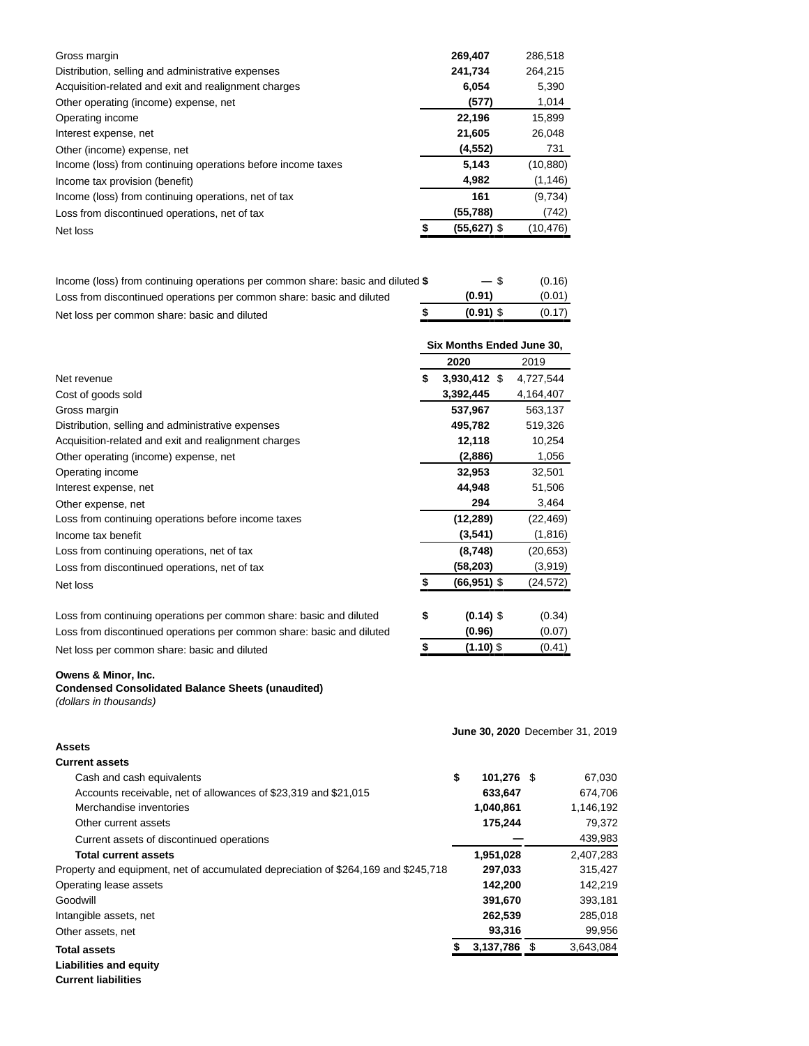| | | |
|---|---|---|
| Gross margin | **269,407** | 286,518 |
| Distribution, selling and administrative expenses | **241,734** | 264,215 |
| Acquisition-related and exit and realignment charges | **6,054** | 5,390 |
| Other operating (income) expense, net | **(577)** | 1,014 |
| Operating income | **22,196** | 15,899 |
| Interest expense, net | **21,605** | 26,048 |
| Other (income) expense, net | **(4,552)** | 731 |
| Income (loss) from continuing operations before income taxes | **5,143** | (10,880) |
| Income tax provision (benefit) | **4,982** | (1,146) |
| Income (loss) from continuing operations, net of tax | **161** | (9,734) |
| Loss from discontinued operations, net of tax | **(55,788)** | (742) |
| Net loss | **$ (55,627)** | $ (10,476) |

| | | |
|---|---|---|
| Income (loss) from continuing operations per common share: basic and diluted | **$ —** | $ (0.16) |
| Loss from discontinued operations per common share: basic and diluted | **(0.91)** | (0.01) |
| Net loss per common share: basic and diluted | **$ (0.91)** | $ (0.17) |

| | Six Months Ended June 30, | |
|---|---|---|
| | **2020** | 2019 |
| Net revenue | **$ 3,930,412** | $ 4,727,544 |
| Cost of goods sold | **3,392,445** | 4,164,407 |
| Gross margin | **537,967** | 563,137 |
| Distribution, selling and administrative expenses | **495,782** | 519,326 |
| Acquisition-related and exit and realignment charges | **12,118** | 10,254 |
| Other operating (income) expense, net | **(2,886)** | 1,056 |
| Operating income | **32,953** | 32,501 |
| Interest expense, net | **44,948** | 51,506 |
| Other expense, net | **294** | 3,464 |
| Loss from continuing operations before income taxes | **(12,289)** | (22,469) |
| Income tax benefit | **(3,541)** | (1,816) |
| Loss from continuing operations, net of tax | **(8,748)** | (20,653) |
| Loss from discontinued operations, net of tax | **(58,203)** | (3,919) |
| Net loss | **$ (66,951)** | $ (24,572) |
| | | |
| Loss from continuing operations per common share: basic and diluted | **$ (0.14)** | $ (0.34) |
| Loss from discontinued operations per common share: basic and diluted | **(0.96)** | (0.07) |
| Net loss per common share: basic and diluted | **$ (1.10)** | $ (0.41) |

**Owens & Minor, Inc.**
**Condensed Consolidated Balance Sheets (unaudited)**
*(dollars in thousands)*

| | **June 30, 2020** | December 31, 2019 |
|---|---|---|
| **Assets** | | |
| **Current assets** | | |
| Cash and cash equivalents | **$ 101,276** | $ 67,030 |
| Accounts receivable, net of allowances of $23,319 and $21,015 | **633,647** | 674,706 |
| Merchandise inventories | **1,040,861** | 1,146,192 |
| Other current assets | **175,244** | 79,372 |
| Current assets of discontinued operations | **—** | 439,983 |
| **Total current assets** | **1,951,028** | 2,407,283 |
| Property and equipment, net of accumulated depreciation of $264,169 and $245,718 | **297,033** | 315,427 |
| Operating lease assets | **142,200** | 142,219 |
| Goodwill | **391,670** | 393,181 |
| Intangible assets, net | **262,539** | 285,018 |
| Other assets, net | **93,316** | 99,956 |
| **Total assets** | **$ 3,137,786** | $ 3,643,084 |
| **Liabilities and equity** | | |
| **Current liabilities** | | |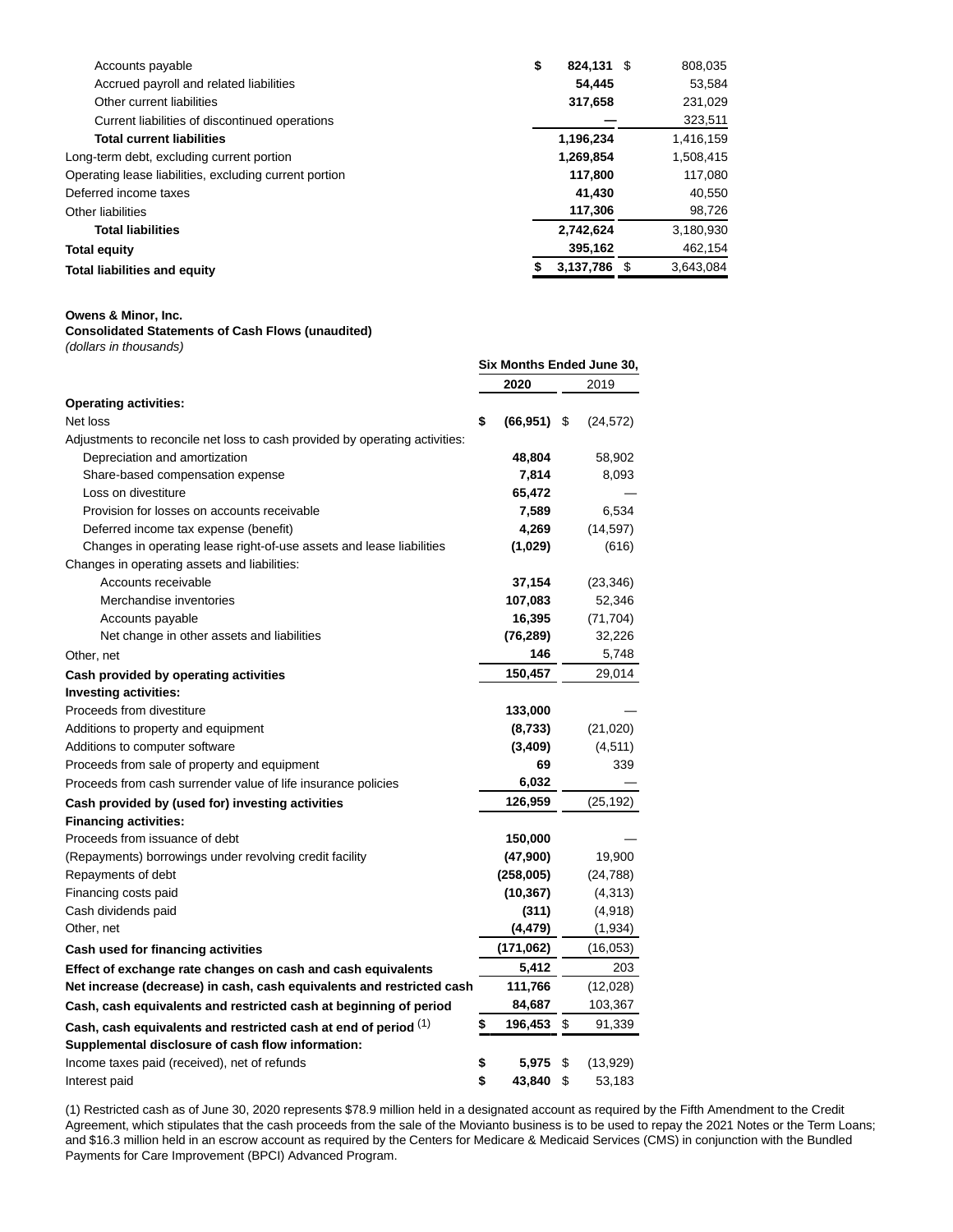| | | |
|---|---|---|
| Accounts payable | $ 824,131 | $ 808,035 |
| Accrued payroll and related liabilities | 54,445 | 53,584 |
| Other current liabilities | 317,658 | 231,029 |
| Current liabilities of discontinued operations | — | 323,511 |
| **Total current liabilities** | 1,196,234 | 1,416,159 |
| Long-term debt, excluding current portion | 1,269,854 | 1,508,415 |
| Operating lease liabilities, excluding current portion | 117,800 | 117,080 |
| Deferred income taxes | 41,430 | 40,550 |
| Other liabilities | 117,306 | 98,726 |
| **Total liabilities** | 2,742,624 | 3,180,930 |
| **Total equity** | 395,162 | 462,154 |
| **Total liabilities and equity** | $ 3,137,786 | $ 3,643,084 |

**Owens & Minor, Inc.**
**Consolidated Statements of Cash Flows (unaudited)**
*(dollars in thousands)*

| | Six Months Ended June 30, | |
|---|---|---|
| | **2020** | 2019 |
| **Operating activities:** | | |
| Net loss | $ (66,951) | $ (24,572) |
| Adjustments to reconcile net loss to cash provided by operating activities: | | |
| Depreciation and amortization | 48,804 | 58,902 |
| Share-based compensation expense | 7,814 | 8,093 |
| Loss on divestiture | 65,472 | — |
| Provision for losses on accounts receivable | 7,589 | 6,534 |
| Deferred income tax expense (benefit) | 4,269 | (14,597) |
| Changes in operating lease right-of-use assets and lease liabilities | (1,029) | (616) |
| Changes in operating assets and liabilities: | | |
| Accounts receivable | 37,154 | (23,346) |
| Merchandise inventories | 107,083 | 52,346 |
| Accounts payable | 16,395 | (71,704) |
| Net change in other assets and liabilities | (76,289) | 32,226 |
| Other, net | 146 | 5,748 |
| **Cash provided by operating activities** | 150,457 | 29,014 |
| **Investing activities:** | | |
| Proceeds from divestiture | 133,000 | — |
| Additions to property and equipment | (8,733) | (21,020) |
| Additions to computer software | (3,409) | (4,511) |
| Proceeds from sale of property and equipment | 69 | 339 |
| Proceeds from cash surrender value of life insurance policies | 6,032 | — |
| **Cash provided by (used for) investing activities** | 126,959 | (25,192) |
| **Financing activities:** | | |
| Proceeds from issuance of debt | 150,000 | — |
| (Repayments) borrowings under revolving credit facility | (47,900) | 19,900 |
| Repayments of debt | (258,005) | (24,788) |
| Financing costs paid | (10,367) | (4,313) |
| Cash dividends paid | (311) | (4,918) |
| Other, net | (4,479) | (1,934) |
| **Cash used for financing activities** | (171,062) | (16,053) |
| **Effect of exchange rate changes on cash and cash equivalents** | 5,412 | 203 |
| **Net increase (decrease) in cash, cash equivalents and restricted cash** | 111,766 | (12,028) |
| **Cash, cash equivalents and restricted cash at beginning of period** | 84,687 | 103,367 |
| **Cash, cash equivalents and restricted cash at end of period** (1) | $ 196,453 | $ 91,339 |
| **Supplemental disclosure of cash flow information:** | | |
| Income taxes paid (received), net of refunds | $ 5,975 | $ (13,929) |
| Interest paid | $ 43,840 | $ 53,183 |

(1) Restricted cash as of June 30, 2020 represents $78.9 million held in a designated account as required by the Fifth Amendment to the Credit Agreement, which stipulates that the cash proceeds from the sale of the Movianto business is to be used to repay the 2021 Notes or the Term Loans; and $16.3 million held in an escrow account as required by the Centers for Medicare & Medicaid Services (CMS) in conjunction with the Bundled Payments for Care Improvement (BPCI) Advanced Program.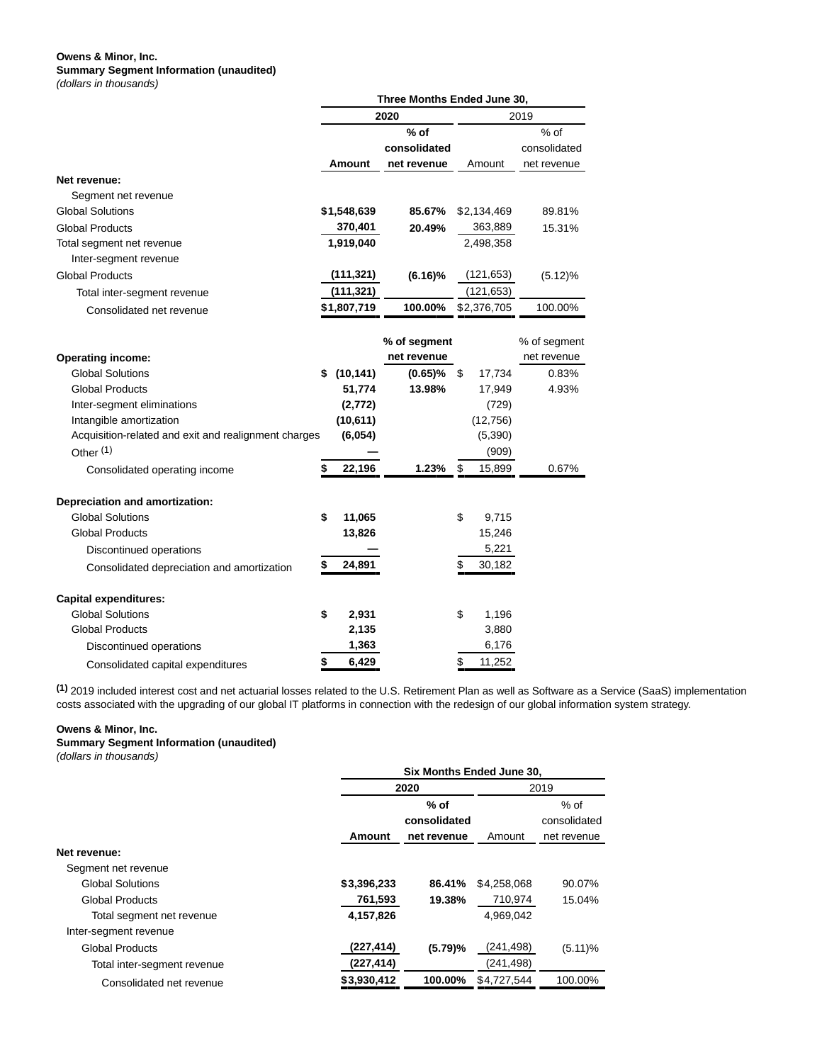**Owens & Minor, Inc.**
**Summary Segment Information (unaudited)**
*(dollars in thousands)*

| | Three Months Ended June 30, | | | |
|---|---|---|---|---|
| | 2020 | | 2019 | |
| | Amount | % of consolidated net revenue | Amount | % of consolidated net revenue |
| **Net revenue:** | | | | |
| Segment net revenue | | | | |
| Global Solutions | $1,548,639 | 85.67% | $2,134,469 | 89.81% |
| Global Products | 370,401 | 20.49% | 363,889 | 15.31% |
| Total segment net revenue | 1,919,040 | | 2,498,358 | |
| Inter-segment revenue | | | | |
| Global Products | (111,321) | (6.16)% | (121,653) | (5.12)% |
| Total inter-segment revenue | (111,321) | | (121,653) | |
| Consolidated net revenue | $1,807,719 | 100.00% | $2,376,705 | 100.00% |
| | | **% of segment net revenue** | | % of segment net revenue |
| **Operating income:** | | | | |
| Global Solutions | $ (10,141) | (0.65)% | $ 17,734 | 0.83% |
| Global Products | 51,774 | 13.98% | 17,949 | 4.93% |
| Inter-segment eliminations | (2,772) | | (729) | |
| Intangible amortization | (10,611) | | (12,756) | |
| Acquisition-related and exit and realignment charges | (6,054) | | (5,390) | |
| Other [1] | — | | (909) | |
| Consolidated operating income | $ 22,196 | 1.23% | $ 15,899 | 0.67% |
| **Depreciation and amortization:** | | | | |
| Global Solutions | $ 11,065 | | $ 9,715 | |
| Global Products | 13,826 | | 15,246 | |
| Discontinued operations | — | | 5,221 | |
| Consolidated depreciation and amortization | $ 24,891 | | $ 30,182 | |
| **Capital expenditures:** | | | | |
| Global Solutions | $ 2,931 | | $ 1,196 | |
| Global Products | 2,135 | | 3,880 | |
| Discontinued operations | 1,363 | | 6,176 | |
| Consolidated capital expenditures | $ 6,429 | | $ 11,252 | |

**[1]** 2019 included interest cost and net actuarial losses related to the U.S. Retirement Plan as well as Software as a Service (SaaS) implementation costs associated with the upgrading of our global IT platforms in connection with the redesign of our global information system strategy.

**Owens & Minor, Inc.**
**Summary Segment Information (unaudited)**
*(dollars in thousands)*

| | Six Months Ended June 30, | | | |
|---|---|---|---|---|
| | 2020 | | 2019 | |
| | Amount | % of consolidated net revenue | Amount | % of consolidated net revenue |
| **Net revenue:** | | | | |
| Segment net revenue | | | | |
| Global Solutions | $3,396,233 | 86.41% | $4,258,068 | 90.07% |
| Global Products | 761,593 | 19.38% | 710,974 | 15.04% |
| Total segment net revenue | 4,157,826 | | 4,969,042 | |
| Inter-segment revenue | | | | |
| Global Products | (227,414) | (5.79)% | (241,498) | (5.11)% |
| Total inter-segment revenue | (227,414) | | (241,498) | |
| Consolidated net revenue | $3,930,412 | 100.00% | $4,727,544 | 100.00% |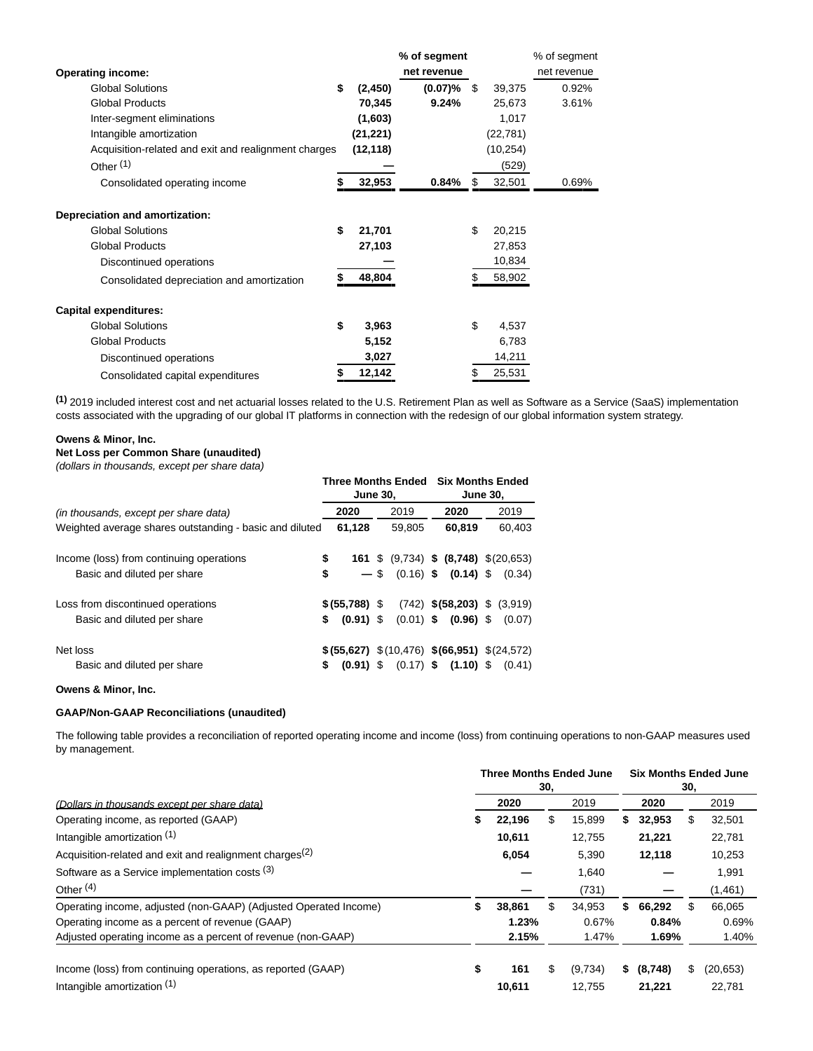| Operating income: | | % of segment net revenue | | % of segment net revenue |
|---|---|---|---|---|
| Global Solutions | **$ (2,450)** | **(0.07)%** | $ 39,375 | 0.92% |
| Global Products | **70,345** | **9.24%** | 25,673 | 3.61% |
| Inter-segment eliminations | **(1,603)** | | 1,017 | |
| Intangible amortization | **(21,221)** | | (22,781) | |
| Acquisition-related and exit and realignment charges | **(12,118)** | | (10,254) | |
| Other [(1)] | **—** | | (529) | |
| Consolidated operating income | **$ 32,953** | **0.84%** | $ 32,501 | 0.69% |

| Depreciation and amortization: | | |
|---|---|---|
| Global Solutions | **$ 21,701** | $ 20,215 |
| Global Products | **27,103** | 27,853 |
| Discontinued operations | **—** | 10,834 |
| Consolidated depreciation and amortization | **$ 48,804** | $ 58,902 |

| Capital expenditures: | | |
|---|---|---|
| Global Solutions | **$ 3,963** | $ 4,537 |
| Global Products | **5,152** | 6,783 |
| Discontinued operations | **3,027** | 14,211 |
| Consolidated capital expenditures | **$ 12,142** | $ 25,531 |

**(1)** 2019 included interest cost and net actuarial losses related to the U.S. Retirement Plan as well as Software as a Service (SaaS) implementation costs associated with the upgrading of our global IT platforms in connection with the redesign of our global information system strategy.

**Owens & Minor, Inc.**
**Net Loss per Common Share (unaudited)**
*(dollars in thousands, except per share data)*

| | Three Months Ended June 30, | | Six Months Ended June 30, | |
|---|---|---|---|---|
| *(in thousands, except per share data)* | **2020** | 2019 | **2020** | 2019 |
| Weighted average shares outstanding - basic and diluted | **61,128** | 59,805 | **60,819** | 60,403 |
| Income (loss) from continuing operations | **$ 161** | $ (9,734) | **$ (8,748)** | $ (20,653) |
| Basic and diluted per share | **$ —** | $ (0.16) | **$ (0.14)** | $ (0.34) |
| Loss from discontinued operations | **$ (55,788)** | $ (742) | **$ (58,203)** | $ (3,919) |
| Basic and diluted per share | **$ (0.91)** | $ (0.01) | **$ (0.96)** | $ (0.07) |
| Net loss | **$ (55,627)** | $ (10,476) | **$ (66,951)** | $ (24,572) |
| Basic and diluted per share | **$ (0.91)** | $ (0.17) | **$ (1.10)** | $ (0.41) |

**Owens & Minor, Inc.**

**GAAP/Non-GAAP Reconciliations (unaudited)**

The following table provides a reconciliation of reported operating income and income (loss) from continuing operations to non-GAAP measures used by management.

| | Three Months Ended June 30, | | Six Months Ended June 30, | |
|---|---|---|---|---|
| *(Dollars in thousands except per share data)* | **2020** | 2019 | **2020** | 2019 |
| Operating income, as reported (GAAP) | **$ 22,196** | $ 15,899 | **$ 32,953** | $ 32,501 |
| Intangible amortization [(1)] | **10,611** | 12,755 | **21,221** | 22,781 |
| Acquisition-related and exit and realignment charges[(2)] | **6,054** | 5,390 | **12,118** | 10,253 |
| Software as a Service implementation costs [(3)] | **—** | 1,640 | **—** | 1,991 |
| Other [(4)] | **—** | (731) | **—** | (1,461) |
| Operating income, adjusted (non-GAAP) (Adjusted Operated Income) | **$ 38,861** | $ 34,953 | **$ 66,292** | $ 66,065 |
| Operating income as a percent of revenue (GAAP) | **1.23%** | 0.67% | **0.84%** | 0.69% |
| Adjusted operating income as a percent of revenue (non-GAAP) | **2.15%** | 1.47% | **1.69%** | 1.40% |
| | | | | |
| Income (loss) from continuing operations, as reported (GAAP) | **$ 161** | $ (9,734) | **$ (8,748)** | $ (20,653) |
| Intangible amortization [(1)] | **10,611** | 12,755 | **21,221** | 22,781 |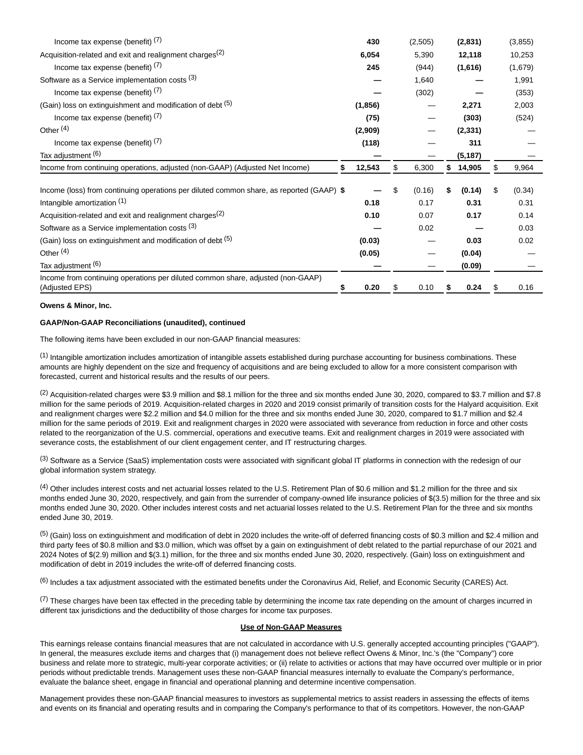| | | | | |
|---|---|---|---|---|
| Income tax expense (benefit) [7] | **430** | (2,505) | **(2,831)** | (3,855) |
| Acquisition-related and exit and realignment charges[2] | **6,054** | 5,390 | **12,118** | 10,253 |
| Income tax expense (benefit) [7] | **245** | (944) | **(1,616)** | (1,679) |
| Software as a Service implementation costs [3] | **—** | 1,640 | **—** | 1,991 |
| Income tax expense (benefit) [7] | **—** | (302) | **—** | (353) |
| (Gain) loss on extinguishment and modification of debt [5] | **(1,856)** | — | **2,271** | 2,003 |
| Income tax expense (benefit) [7] | **(75)** | — | **(303)** | (524) |
| Other [4] | **(2,909)** | — | **(2,331)** | — |
| Income tax expense (benefit) [7] | **(118)** | — | **311** | — |
| Tax adjustment [6] | **—** | — | **(5,187)** | — |
| Income from continuing operations, adjusted (non-GAAP) (Adjusted Net Income) | **$ 12,543** | $ 6,300 | **$ 14,905** | $ 9,964 |
| | | | | |
| Income (loss) from continuing operations per diluted common share, as reported (GAAP) | **$ —** | $ (0.16) | **$ (0.14)** | $ (0.34) |
| Intangible amortization [1] | **0.18** | 0.17 | **0.31** | 0.31 |
| Acquisition-related and exit and realignment charges[2] | **0.10** | 0.07 | **0.17** | 0.14 |
| Software as a Service implementation costs [3] | **—** | 0.02 | **—** | 0.03 |
| (Gain) loss on extinguishment and modification of debt [5] | **(0.03)** | — | **0.03** | 0.02 |
| Other [4] | **(0.05)** | — | **(0.04)** | — |
| Tax adjustment [6] | **—** | — | **(0.09)** | — |
| Income from continuing operations per diluted common share, adjusted (non-GAAP) (Adjusted EPS) | **$ 0.20** | $ 0.10 | **$ 0.24** | $ 0.16 |

**Owens & Minor, Inc.**

**GAAP/Non-GAAP Reconciliations (unaudited), continued**

The following items have been excluded in our non-GAAP financial measures:

[1] Intangible amortization includes amortization of intangible assets established during purchase accounting for business combinations. These amounts are highly dependent on the size and frequency of acquisitions and are being excluded to allow for a more consistent comparison with forecasted, current and historical results and the results of our peers.

[2] Acquisition-related charges were $3.9 million and $8.1 million for the three and six months ended June 30, 2020, compared to $3.7 million and $7.8 million for the same periods of 2019. Acquisition-related charges in 2020 and 2019 consist primarily of transition costs for the Halyard acquisition. Exit and realignment charges were $2.2 million and $4.0 million for the three and six months ended June 30, 2020, compared to $1.7 million and $2.4 million for the same periods of 2019. Exit and realignment charges in 2020 were associated with severance from reduction in force and other costs related to the reorganization of the U.S. commercial, operations and executive teams. Exit and realignment charges in 2019 were associated with severance costs, the establishment of our client engagement center, and IT restructuring charges.

[3] Software as a Service (SaaS) implementation costs were associated with significant global IT platforms in connection with the redesign of our global information system strategy.

[4] Other includes interest costs and net actuarial losses related to the U.S. Retirement Plan of $0.6 million and $1.2 million for the three and six months ended June 30, 2020, respectively, and gain from the surrender of company-owned life insurance policies of $(3.5) million for the three and six months ended June 30, 2020. Other includes interest costs and net actuarial losses related to the U.S. Retirement Plan for the three and six months ended June 30, 2019.

[5] (Gain) loss on extinguishment and modification of debt in 2020 includes the write-off of deferred financing costs of $0.3 million and $2.4 million and third party fees of $0.8 million and $3.0 million, which was offset by a gain on extinguishment of debt related to the partial repurchase of our 2021 and 2024 Notes of $(2.9) million and $(3.1) million, for the three and six months ended June 30, 2020, respectively. (Gain) loss on extinguishment and modification of debt in 2019 includes the write-off of deferred financing costs.

[6] Includes a tax adjustment associated with the estimated benefits under the Coronavirus Aid, Relief, and Economic Security (CARES) Act.

[7] These charges have been tax effected in the preceding table by determining the income tax rate depending on the amount of charges incurred in different tax jurisdictions and the deductibility of those charges for income tax purposes.

**Use of Non-GAAP Measures**

This earnings release contains financial measures that are not calculated in accordance with U.S. generally accepted accounting principles ("GAAP"). In general, the measures exclude items and charges that (i) management does not believe reflect Owens & Minor, Inc.'s (the "Company") core business and relate more to strategic, multi-year corporate activities; or (ii) relate to activities or actions that may have occurred over multiple or in prior periods without predictable trends. Management uses these non-GAAP financial measures internally to evaluate the Company's performance, evaluate the balance sheet, engage in financial and operational planning and determine incentive compensation.

Management provides these non-GAAP financial measures to investors as supplemental metrics to assist readers in assessing the effects of items and events on its financial and operating results and in comparing the Company's performance to that of its competitors. However, the non-GAAP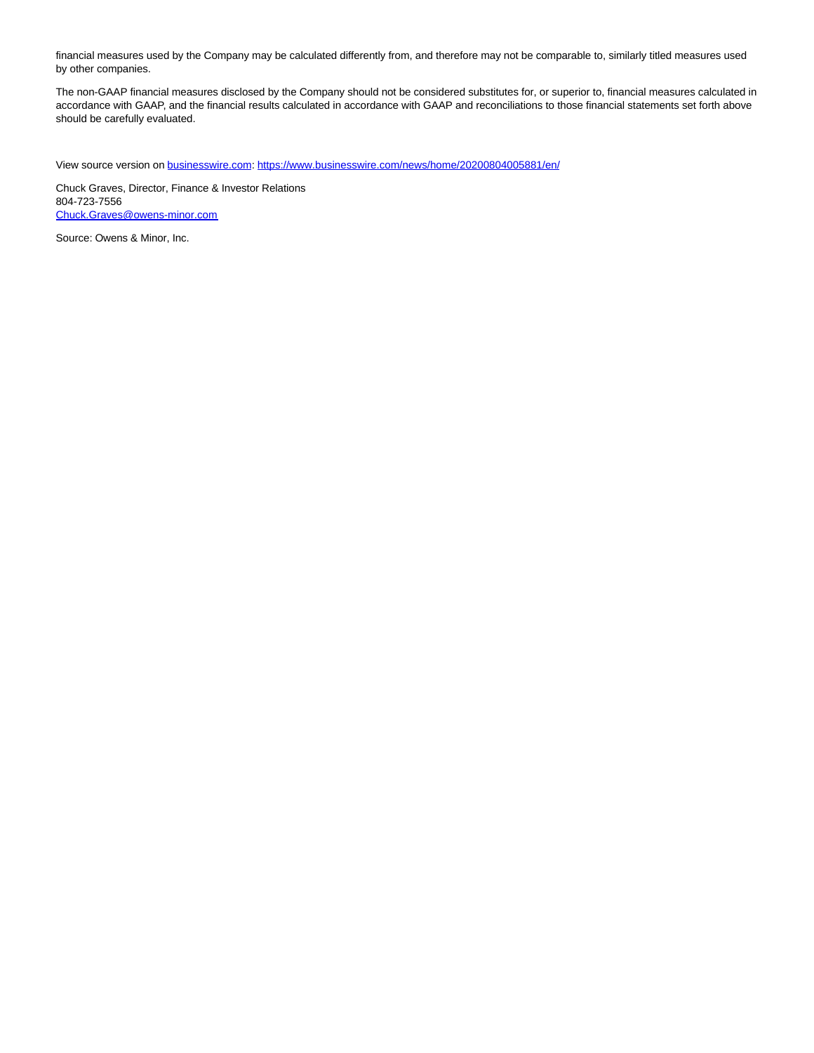financial measures used by the Company may be calculated differently from, and therefore may not be comparable to, similarly titled measures used by other companies.

The non-GAAP financial measures disclosed by the Company should not be considered substitutes for, or superior to, financial measures calculated in accordance with GAAP, and the financial results calculated in accordance with GAAP and reconciliations to those financial statements set forth above should be carefully evaluated.

View source version on businesswire.com: https://www.businesswire.com/news/home/20200804005881/en/

Chuck Graves, Director, Finance & Investor Relations
804-723-7556
Chuck.Graves@owens-minor.com

Source: Owens & Minor, Inc.